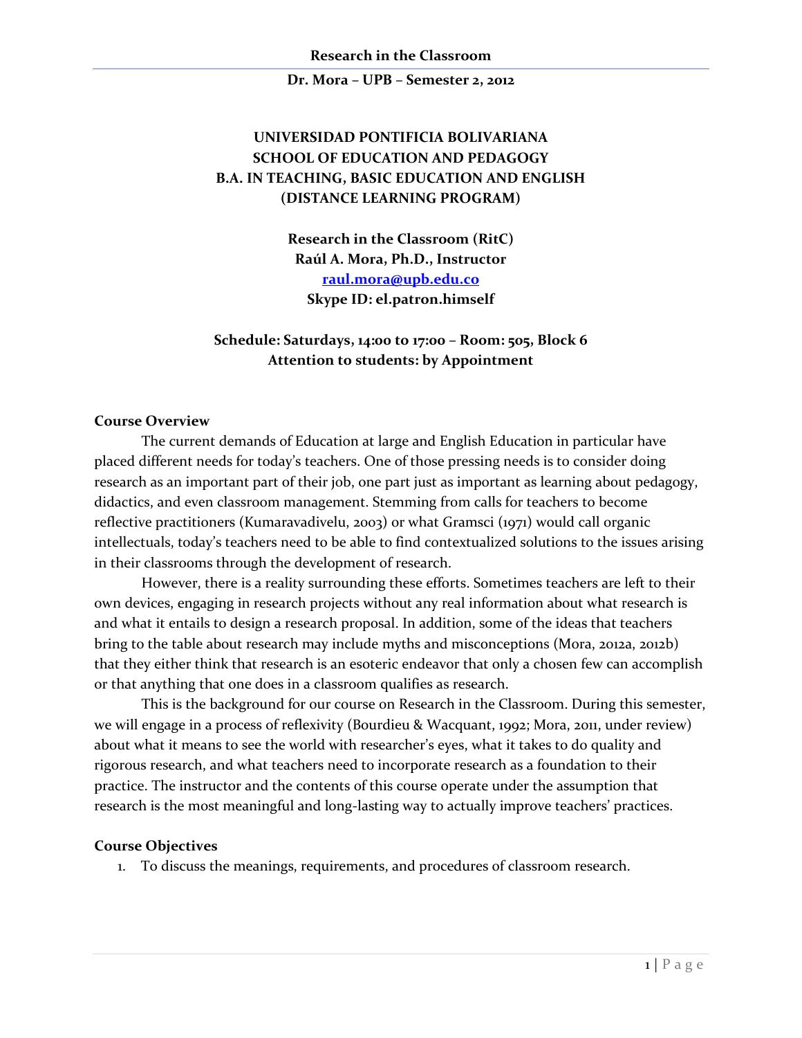**UNIVERSIDAD PONTIFICIA BOLIVARIANA**
**SCHOOL OF EDUCATION AND PEDAGOGY**
**B.A. IN TEACHING, BASIC EDUCATION AND ENGLISH**
**(DISTANCE LEARNING PROGRAM)**

**Research in the Classroom (RitC)**
**Raúl A. Mora, Ph.D., Instructor**
**raul.mora@upb.edu.co**
**Skype ID: el.patron.himself**

**Schedule: Saturdays, 14:00 to 17:00 – Room: 505, Block 6**
**Attention to students: by Appointment**

## Course Overview

The current demands of Education at large and English Education in particular have placed different needs for today's teachers. One of those pressing needs is to consider doing research as an important part of their job, one part just as important as learning about pedagogy, didactics, and even classroom management. Stemming from calls for teachers to become reflective practitioners (Kumaravadivelu, 2003) or what Gramsci (1971) would call organic intellectuals, today's teachers need to be able to find contextualized solutions to the issues arising in their classrooms through the development of research.

However, there is a reality surrounding these efforts. Sometimes teachers are left to their own devices, engaging in research projects without any real information about what research is and what it entails to design a research proposal. In addition, some of the ideas that teachers bring to the table about research may include myths and misconceptions (Mora, 2012a, 2012b) that they either think that research is an esoteric endeavor that only a chosen few can accomplish or that anything that one does in a classroom qualifies as research.

This is the background for our course on Research in the Classroom. During this semester, we will engage in a process of reflexivity (Bourdieu & Wacquant, 1992; Mora, 2011, under review) about what it means to see the world with researcher's eyes, what it takes to do quality and rigorous research, and what teachers need to incorporate research as a foundation to their practice. The instructor and the contents of this course operate under the assumption that research is the most meaningful and long-lasting way to actually improve teachers' practices.

## Course Objectives

1. To discuss the meanings, requirements, and procedures of classroom research.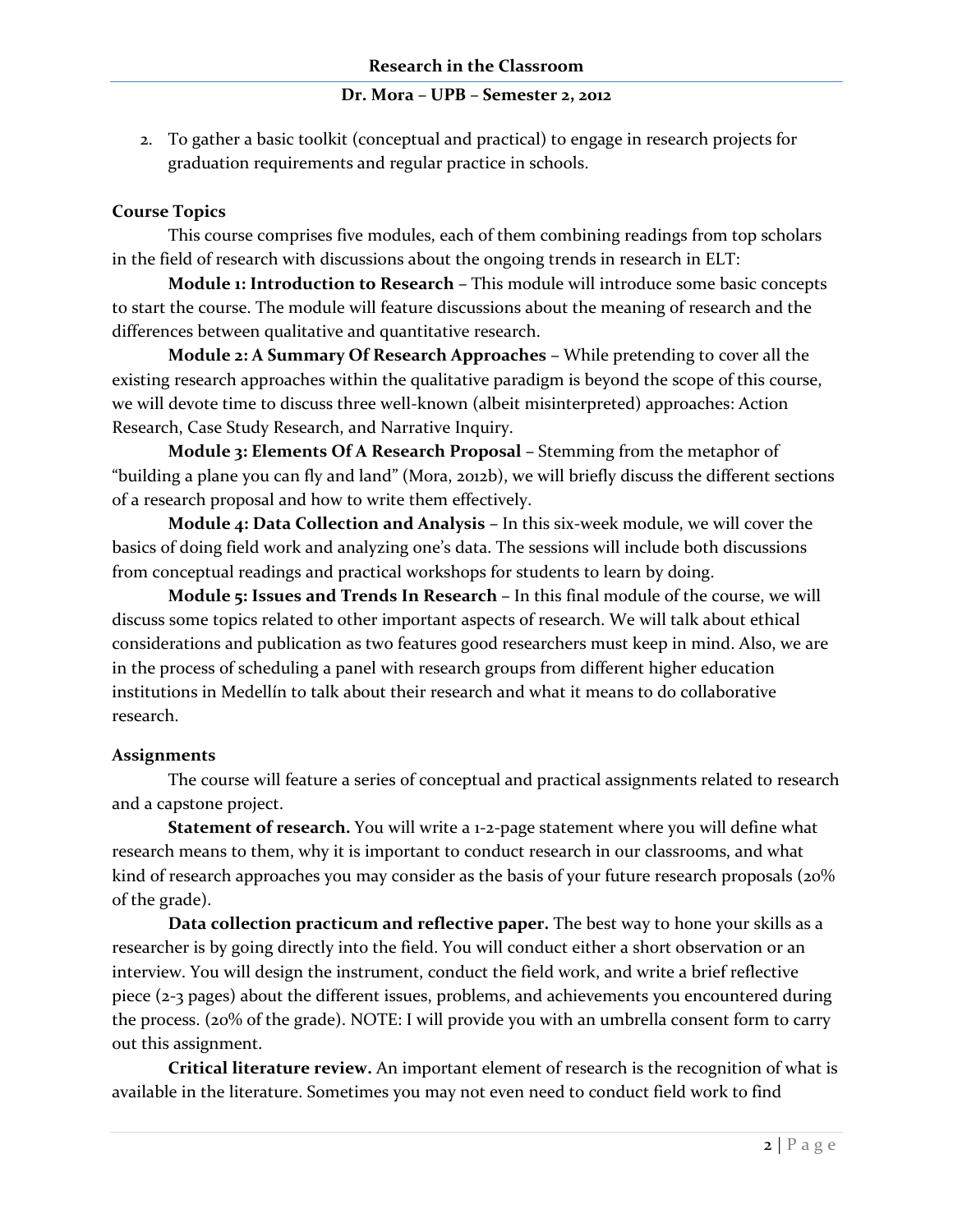2. To gather a basic toolkit (conceptual and practical) to engage in research projects for graduation requirements and regular practice in schools.

### Course Topics

This course comprises five modules, each of them combining readings from top scholars in the field of research with discussions about the ongoing trends in research in ELT:

**Module 1: Introduction to Research** – This module will introduce some basic concepts to start the course. The module will feature discussions about the meaning of research and the differences between qualitative and quantitative research.

**Module 2: A Summary Of Research Approaches** – While pretending to cover all the existing research approaches within the qualitative paradigm is beyond the scope of this course, we will devote time to discuss three well-known (albeit misinterpreted) approaches: Action Research, Case Study Research, and Narrative Inquiry.

**Module 3: Elements Of A Research Proposal** – Stemming from the metaphor of "building a plane you can fly and land" (Mora, 2012b), we will briefly discuss the different sections of a research proposal and how to write them effectively.

**Module 4: Data Collection and Analysis** – In this six-week module, we will cover the basics of doing field work and analyzing one's data. The sessions will include both discussions from conceptual readings and practical workshops for students to learn by doing.

**Module 5: Issues and Trends In Research** – In this final module of the course, we will discuss some topics related to other important aspects of research. We will talk about ethical considerations and publication as two features good researchers must keep in mind. Also, we are in the process of scheduling a panel with research groups from different higher education institutions in Medellín to talk about their research and what it means to do collaborative research.

### Assignments

The course will feature a series of conceptual and practical assignments related to research and a capstone project.

**Statement of research.** You will write a 1-2-page statement where you will define what research means to them, why it is important to conduct research in our classrooms, and what kind of research approaches you may consider as the basis of your future research proposals (20% of the grade).

**Data collection practicum and reflective paper.** The best way to hone your skills as a researcher is by going directly into the field. You will conduct either a short observation or an interview. You will design the instrument, conduct the field work, and write a brief reflective piece (2-3 pages) about the different issues, problems, and achievements you encountered during the process. (20% of the grade). NOTE: I will provide you with an umbrella consent form to carry out this assignment.

**Critical literature review.** An important element of research is the recognition of what is available in the literature. Sometimes you may not even need to conduct field work to find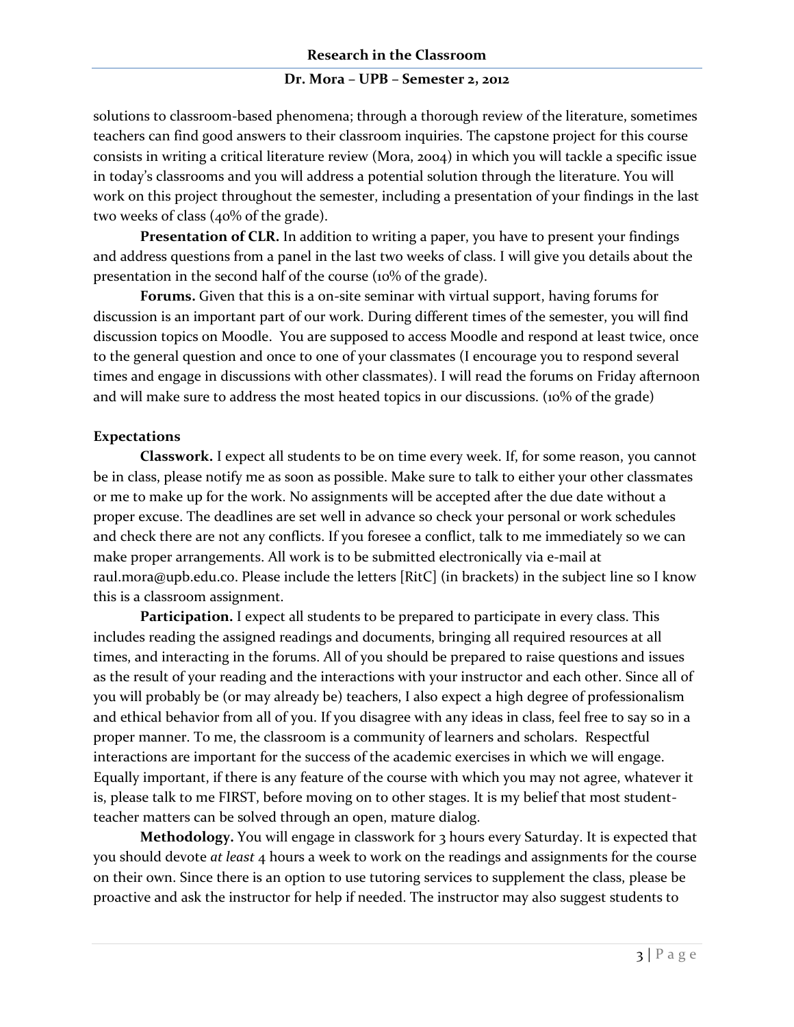solutions to classroom-based phenomena; through a thorough review of the literature, sometimes teachers can find good answers to their classroom inquiries. The capstone project for this course consists in writing a critical literature review (Mora, 2004) in which you will tackle a specific issue in today's classrooms and you will address a potential solution through the literature. You will work on this project throughout the semester, including a presentation of your findings in the last two weeks of class (40% of the grade).

**Presentation of CLR.** In addition to writing a paper, you have to present your findings and address questions from a panel in the last two weeks of class. I will give you details about the presentation in the second half of the course (10% of the grade).

**Forums.** Given that this is a on-site seminar with virtual support, having forums for discussion is an important part of our work. During different times of the semester, you will find discussion topics on Moodle. You are supposed to access Moodle and respond at least twice, once to the general question and once to one of your classmates (I encourage you to respond several times and engage in discussions with other classmates). I will read the forums on Friday afternoon and will make sure to address the most heated topics in our discussions. (10% of the grade)

### Expectations

**Classwork.** I expect all students to be on time every week. If, for some reason, you cannot be in class, please notify me as soon as possible. Make sure to talk to either your other classmates or me to make up for the work. No assignments will be accepted after the due date without a proper excuse. The deadlines are set well in advance so check your personal or work schedules and check there are not any conflicts. If you foresee a conflict, talk to me immediately so we can make proper arrangements. All work is to be submitted electronically via e-mail at raul.mora@upb.edu.co. Please include the letters [RitC] (in brackets) in the subject line so I know this is a classroom assignment.

**Participation.** I expect all students to be prepared to participate in every class. This includes reading the assigned readings and documents, bringing all required resources at all times, and interacting in the forums. All of you should be prepared to raise questions and issues as the result of your reading and the interactions with your instructor and each other. Since all of you will probably be (or may already be) teachers, I also expect a high degree of professionalism and ethical behavior from all of you. If you disagree with any ideas in class, feel free to say so in a proper manner. To me, the classroom is a community of learners and scholars. Respectful interactions are important for the success of the academic exercises in which we will engage. Equally important, if there is any feature of the course with which you may not agree, whatever it is, please talk to me FIRST, before moving on to other stages. It is my belief that most student-teacher matters can be solved through an open, mature dialog.

**Methodology.** You will engage in classwork for 3 hours every Saturday. It is expected that you should devote *at least* 4 hours a week to work on the readings and assignments for the course on their own. Since there is an option to use tutoring services to supplement the class, please be proactive and ask the instructor for help if needed. The instructor may also suggest students to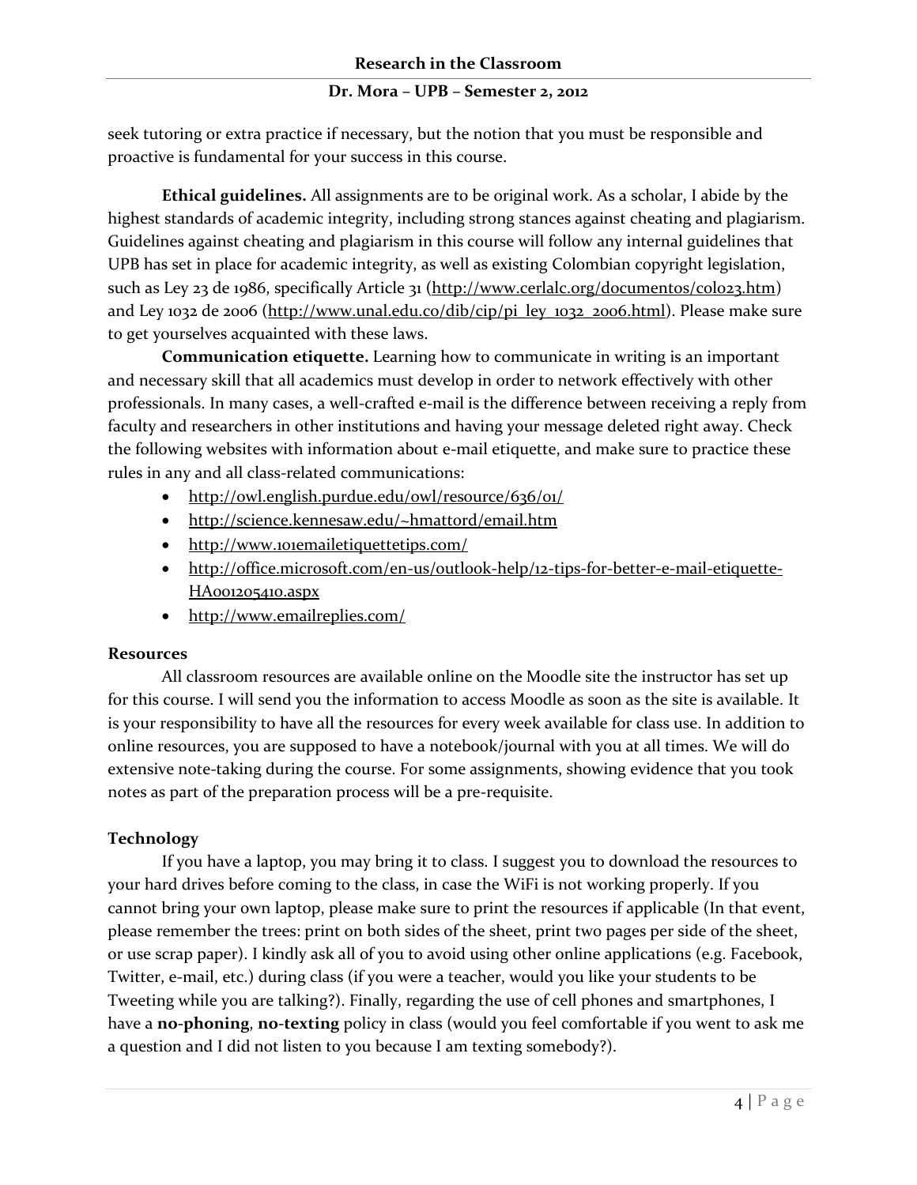seek tutoring or extra practice if necessary, but the notion that you must be responsible and proactive is fundamental for your success in this course.

**Ethical guidelines.** All assignments are to be original work. As a scholar, I abide by the highest standards of academic integrity, including strong stances against cheating and plagiarism. Guidelines against cheating and plagiarism in this course will follow any internal guidelines that UPB has set in place for academic integrity, as well as existing Colombian copyright legislation, such as Ley 23 de 1986, specifically Article 31 (http://www.cerlalc.org/documentos/colo23.htm) and Ley 1032 de 2006 (http://www.unal.edu.co/dib/cip/pi_ley_1032_2006.html). Please make sure to get yourselves acquainted with these laws.

**Communication etiquette.** Learning how to communicate in writing is an important and necessary skill that all academics must develop in order to network effectively with other professionals. In many cases, a well-crafted e-mail is the difference between receiving a reply from faculty and researchers in other institutions and having your message deleted right away. Check the following websites with information about e-mail etiquette, and make sure to practice these rules in any and all class-related communications:

- http://owl.english.purdue.edu/owl/resource/636/01/
- http://science.kennesaw.edu/~hmattord/email.htm
- http://www.101emailetiquettetips.com/
- http://office.microsoft.com/en-us/outlook-help/12-tips-for-better-e-mail-etiquette-HA001205410.aspx
- http://www.emailreplies.com/

**Resources**

All classroom resources are available online on the Moodle site the instructor has set up for this course. I will send you the information to access Moodle as soon as the site is available. It is your responsibility to have all the resources for every week available for class use. In addition to online resources, you are supposed to have a notebook/journal with you at all times. We will do extensive note-taking during the course. For some assignments, showing evidence that you took notes as part of the preparation process will be a pre-requisite.

**Technology**

If you have a laptop, you may bring it to class. I suggest you to download the resources to your hard drives before coming to the class, in case the WiFi is not working properly. If you cannot bring your own laptop, please make sure to print the resources if applicable (In that event, please remember the trees: print on both sides of the sheet, print two pages per side of the sheet, or use scrap paper). I kindly ask all of you to avoid using other online applications (e.g. Facebook, Twitter, e-mail, etc.) during class (if you were a teacher, would you like your students to be Tweeting while you are talking?). Finally, regarding the use of cell phones and smartphones, I have a **no-phoning**, **no-texting** policy in class (would you feel comfortable if you went to ask me a question and I did not listen to you because I am texting somebody?).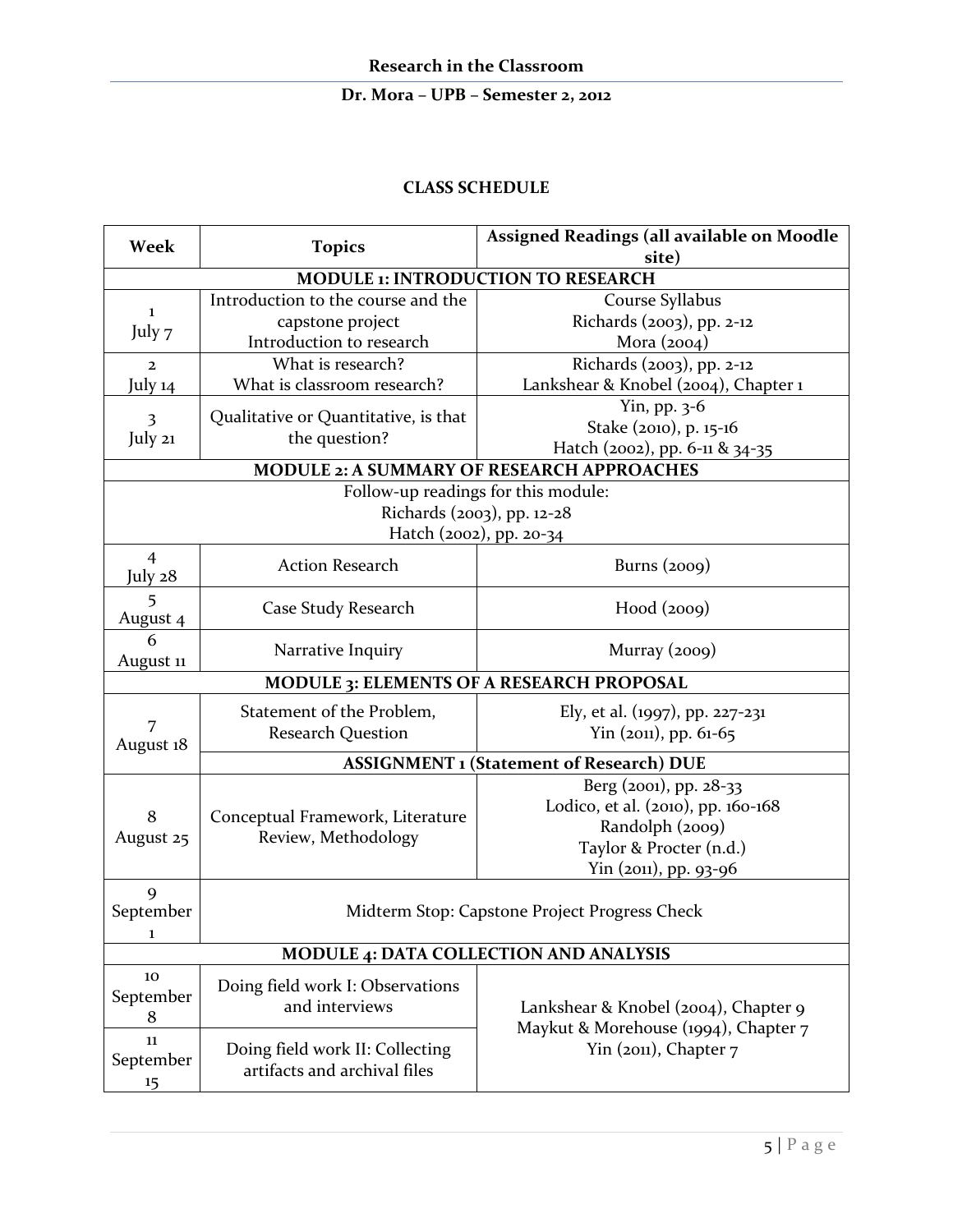## CLASS SCHEDULE

| Week | Topics | Assigned Readings (all available on Moodle site) |
|---|---|---|
| **MODULE 1: INTRODUCTION TO RESEARCH** | | |
| 1<br>July 7 | Introduction to the course and the capstone project<br>Introduction to research | Course Syllabus<br>Richards (2003), pp. 2-12<br>Mora (2004) |
| 2<br>July 14 | What is research?<br>What is classroom research? | Richards (2003), pp. 2-12<br>Lankshear & Knobel (2004), Chapter 1 |
| 3<br>July 21 | Qualitative or Quantitative, is that the question? | Yin, pp. 3-6<br>Stake (2010), p. 15-16<br>Hatch (2002), pp. 6-11 & 34-35 |
| **MODULE 2: A SUMMARY OF RESEARCH APPROACHES** | | |
| Follow-up readings for this module:<br>Richards (2003), pp. 12-28<br>Hatch (2002), pp. 20-34 | | |
| 4<br>July 28 | Action Research | Burns (2009) |
| 5<br>August 4 | Case Study Research | Hood (2009) |
| 6<br>August 11 | Narrative Inquiry | Murray (2009) |
| **MODULE 3: ELEMENTS OF A RESEARCH PROPOSAL** | | |
| 7<br>August 18 | Statement of the Problem,<br>Research Question | Ely, et al. (1997), pp. 227-231<br>Yin (2011), pp. 61-65 |
| | **ASSIGNMENT 1 (Statement of Research) DUE** | |
| 8<br>August 25 | Conceptual Framework, Literature Review, Methodology | Berg (2001), pp. 28-33<br>Lodico, et al. (2010), pp. 160-168<br>Randolph (2009)<br>Taylor & Procter (n.d.)<br>Yin (2011), pp. 93-96 |
| 9<br>September 1 | Midterm Stop: Capstone Project Progress Check | |
| **MODULE 4: DATA COLLECTION AND ANALYSIS** | | |
| 10<br>September 8 | Doing field work I: Observations and interviews | Lankshear & Knobel (2004), Chapter 9<br>Maykut & Morehouse (1994), Chapter 7<br>Yin (2011), Chapter 7 |
| 11<br>September 15 | Doing field work II: Collecting artifacts and archival files | |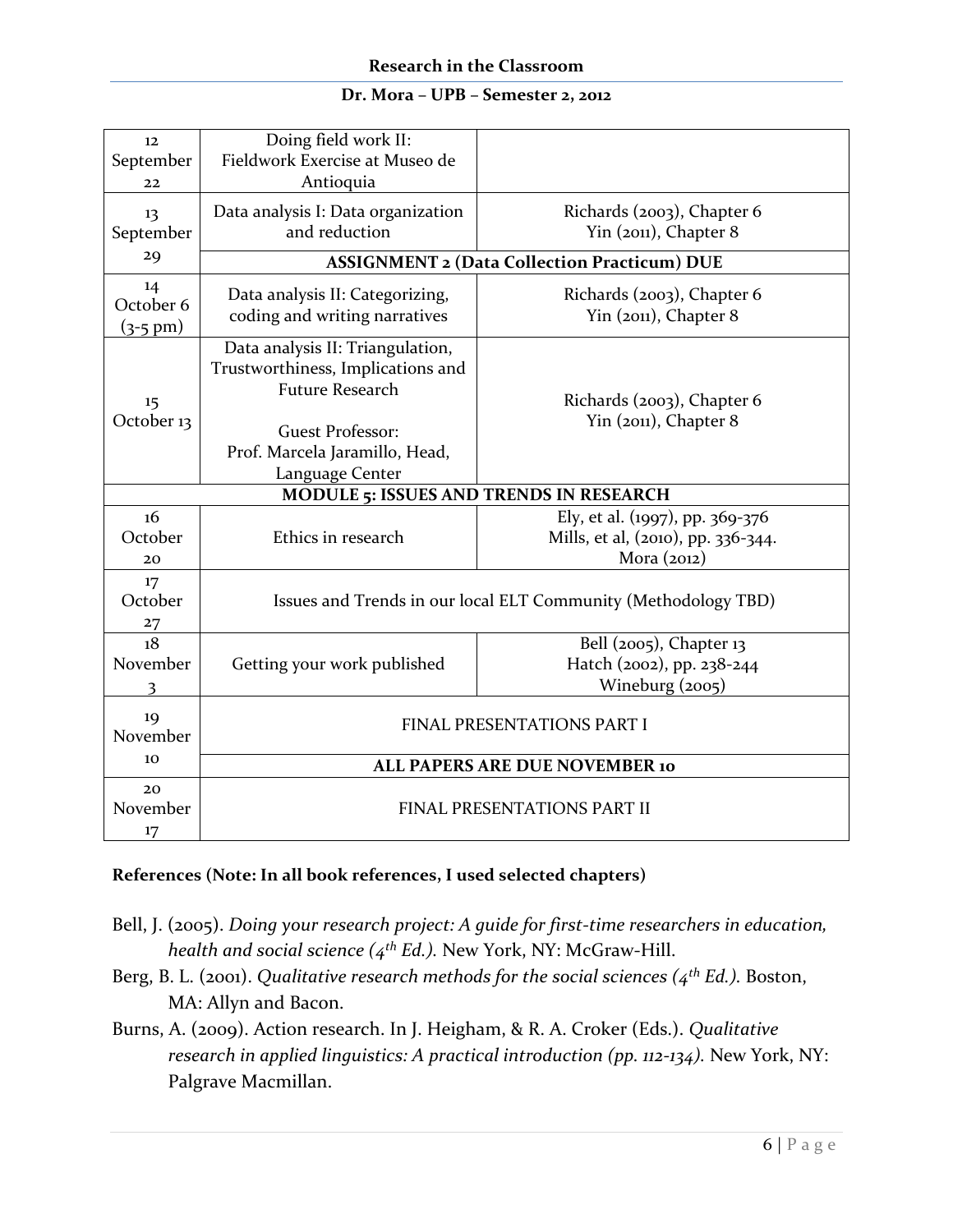| | | |
|---|---|---|
| 12 September 22 | Doing field work II: Fieldwork Exercise at Museo de Antioquia | |
| 13 September 29 | Data analysis I: Data organization and reduction | Richards (2003), Chapter 6 Yin (2011), Chapter 8 |
| | **ASSIGNMENT 2 (Data Collection Practicum) DUE** | |
| 14 October 6 (3-5 pm) | Data analysis II: Categorizing, coding and writing narratives | Richards (2003), Chapter 6 Yin (2011), Chapter 8 |
| 15 October 13 | Data analysis II: Triangulation, Trustworthiness, Implications and Future Research<br><br>Guest Professor: Prof. Marcela Jaramillo, Head, Language Center | Richards (2003), Chapter 6 Yin (2011), Chapter 8 |
| **MODULE 5: ISSUES AND TRENDS IN RESEARCH** | | |
| 16 October 20 | Ethics in research | Ely, et al. (1997), pp. 369-376 Mills, et al, (2010), pp. 336-344. Mora (2012) |
| 17 October 27 | Issues and Trends in our local ELT Community (Methodology TBD) | |
| 18 November 3 | Getting your work published | Bell (2005), Chapter 13 Hatch (2002), pp. 238-244 Wineburg (2005) |
| 19 November 10 | FINAL PRESENTATIONS PART I | |
| | **ALL PAPERS ARE DUE NOVEMBER 10** | |
| 20 November 17 | FINAL PRESENTATIONS PART II | |

**References (Note: In all book references, I used selected chapters)**

Bell, J. (2005). *Doing your research project: A guide for first-time researchers in education, health and social science (4th Ed.).* New York, NY: McGraw-Hill.

Berg, B. L. (2001). *Qualitative research methods for the social sciences (4th Ed.).* Boston, MA: Allyn and Bacon.

Burns, A. (2009). Action research. In J. Heigham, & R. A. Croker (Eds.). *Qualitative research in applied linguistics: A practical introduction (pp. 112-134).* New York, NY: Palgrave Macmillan.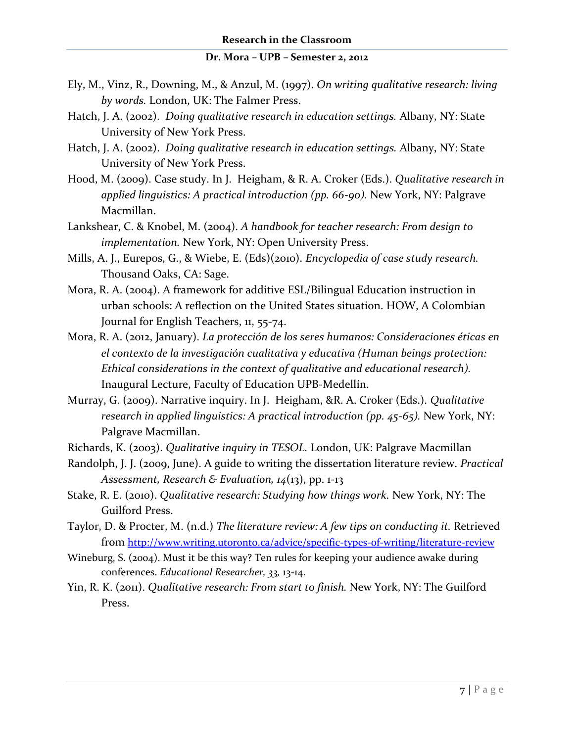Ely, M., Vinz, R., Downing, M., & Anzul, M. (1997). *On writing qualitative research: living by words.* London, UK: The Falmer Press.

Hatch, J. A. (2002). *Doing qualitative research in education settings.* Albany, NY: State University of New York Press.

Hatch, J. A. (2002). *Doing qualitative research in education settings.* Albany, NY: State University of New York Press.

Hood, M. (2009). Case study. In J. Heigham, & R. A. Croker (Eds.). *Qualitative research in applied linguistics: A practical introduction (pp. 66-90).* New York, NY: Palgrave Macmillan.

Lankshear, C. & Knobel, M. (2004). *A handbook for teacher research: From design to implementation.* New York, NY: Open University Press.

Mills, A. J., Eurepos, G., & Wiebe, E. (Eds)(2010). *Encyclopedia of case study research.* Thousand Oaks, CA: Sage.

Mora, R. A. (2004). A framework for additive ESL/Bilingual Education instruction in urban schools: A reflection on the United States situation. HOW, A Colombian Journal for English Teachers, 11, 55-74.

Mora, R. A. (2012, January). *La protección de los seres humanos: Consideraciones éticas en el contexto de la investigación cualitativa y educativa (Human beings protection: Ethical considerations in the context of qualitative and educational research).* Inaugural Lecture, Faculty of Education UPB-Medellín.

Murray, G. (2009). Narrative inquiry. In J. Heigham, &R. A. Croker (Eds.). *Qualitative research in applied linguistics: A practical introduction (pp. 45-65).* New York, NY: Palgrave Macmillan.

Richards, K. (2003). *Qualitative inquiry in TESOL.* London, UK: Palgrave Macmillan

Randolph, J. J. (2009, June). A guide to writing the dissertation literature review. *Practical Assessment, Research & Evaluation, 14*(13), pp. 1-13

Stake, R. E. (2010). *Qualitative research: Studying how things work.* New York, NY: The Guilford Press.

Taylor, D. & Procter, M. (n.d.) *The literature review: A few tips on conducting it.* Retrieved from http://www.writing.utoronto.ca/advice/specific-types-of-writing/literature-review

Wineburg, S. (2004). Must it be this way? Ten rules for keeping your audience awake during conferences. *Educational Researcher, 33,* 13-14.

Yin, R. K. (2011). *Qualitative research: From start to finish.* New York, NY: The Guilford Press.